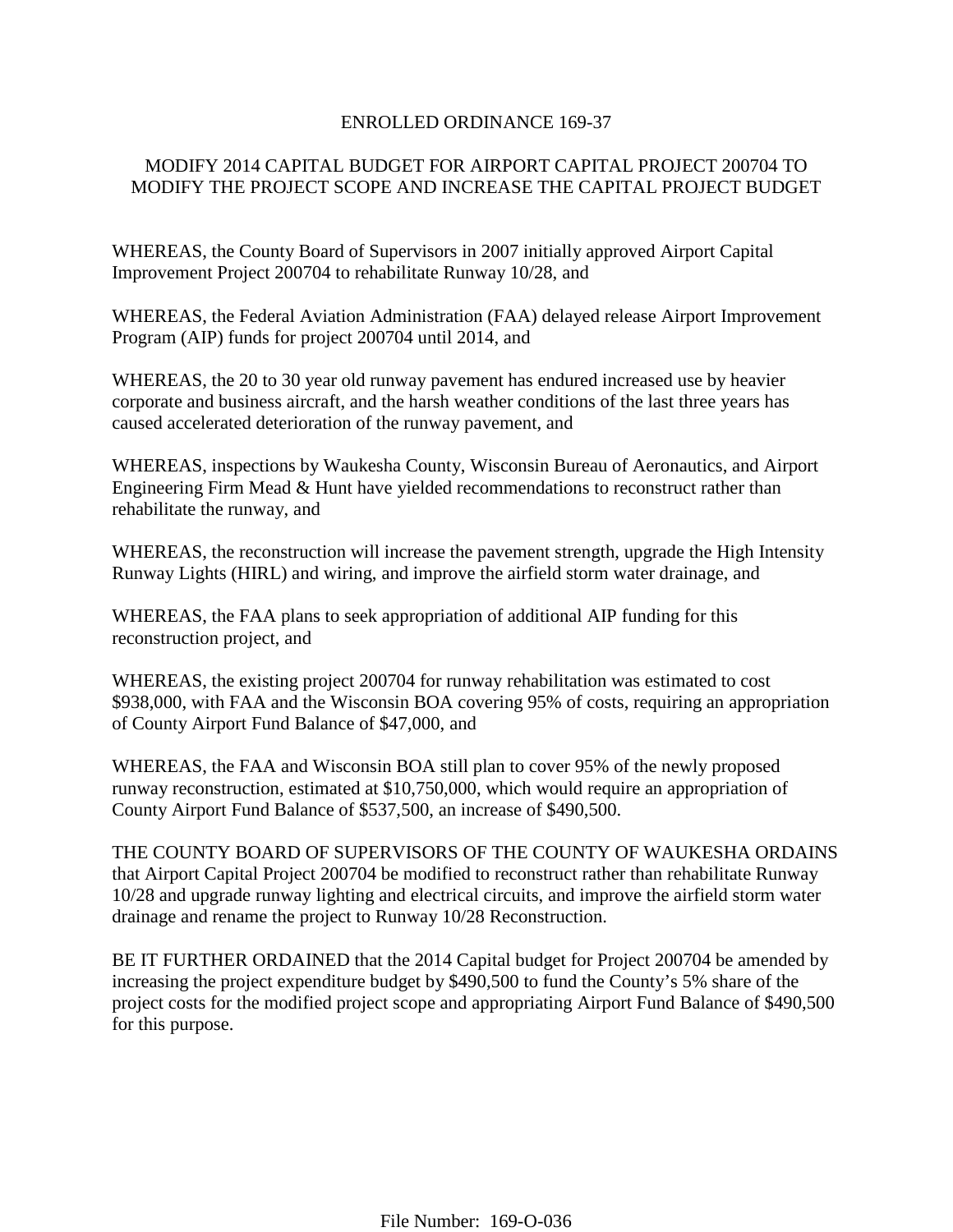# ENROLLED ORDINANCE 169-37

## MODIFY 2014 CAPITAL BUDGET FOR AIRPORT CAPITAL PROJECT 200704 TO MODIFY THE PROJECT SCOPE AND INCREASE THE CAPITAL PROJECT BUDGET

WHEREAS, the County Board of Supervisors in 2007 initially approved Airport Capital Improvement Project 200704 to rehabilitate Runway 10/28, and

WHEREAS, the Federal Aviation Administration (FAA) delayed release Airport Improvement Program (AIP) funds for project 200704 until 2014, and

WHEREAS, the 20 to 30 year old runway pavement has endured increased use by heavier corporate and business aircraft, and the harsh weather conditions of the last three years has caused accelerated deterioration of the runway pavement, and

WHEREAS, inspections by Waukesha County, Wisconsin Bureau of Aeronautics, and Airport Engineering Firm Mead & Hunt have yielded recommendations to reconstruct rather than rehabilitate the runway, and

WHEREAS, the reconstruction will increase the pavement strength, upgrade the High Intensity Runway Lights (HIRL) and wiring, and improve the airfield storm water drainage, and

WHEREAS, the FAA plans to seek appropriation of additional AIP funding for this reconstruction project, and

WHEREAS, the existing project 200704 for runway rehabilitation was estimated to cost $938,000, with FAA and the Wisconsin BOA covering 95% of costs, requiring an appropriation of County Airport Fund Balance of $47,000, and

WHEREAS, the FAA and Wisconsin BOA still plan to cover 95% of the newly proposed runway reconstruction, estimated at $10,750,000, which would require an appropriation of County Airport Fund Balance of $537,500, an increase of $490,500.

THE COUNTY BOARD OF SUPERVISORS OF THE COUNTY OF WAUKESHA ORDAINS that Airport Capital Project 200704 be modified to reconstruct rather than rehabilitate Runway 10/28 and upgrade runway lighting and electrical circuits, and improve the airfield storm water drainage and rename the project to Runway 10/28 Reconstruction.

BE IT FURTHER ORDAINED that the 2014 Capital budget for Project 200704 be amended by increasing the project expenditure budget by $490,500 to fund the County's 5% share of the project costs for the modified project scope and appropriating Airport Fund Balance of $490,500 for this purpose.

File Number: 169-O-036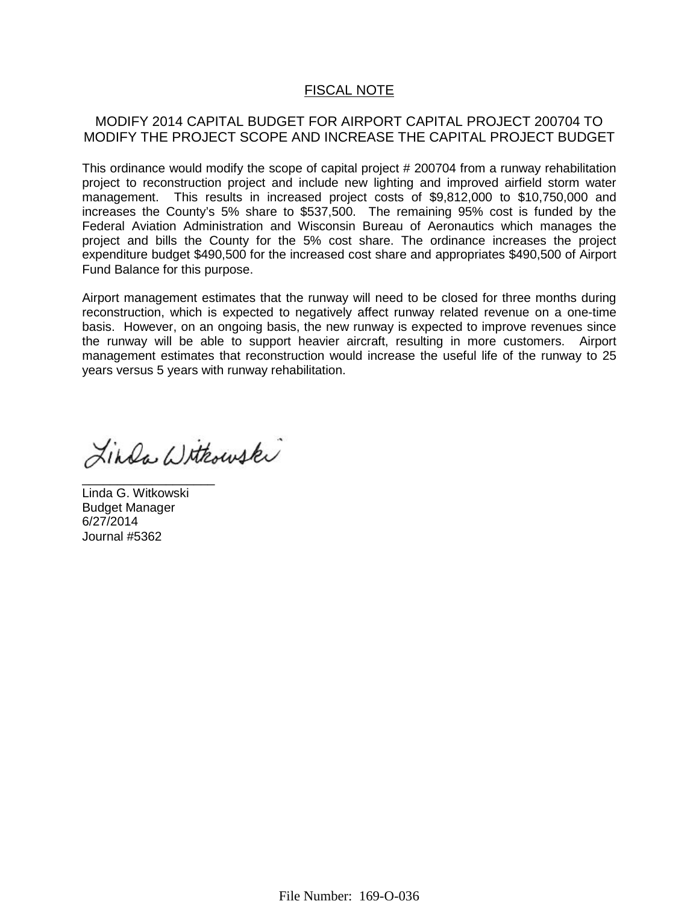# FISCAL NOTE

## MODIFY 2014 CAPITAL BUDGET FOR AIRPORT CAPITAL PROJECT 200704 TO MODIFY THE PROJECT SCOPE AND INCREASE THE CAPITAL PROJECT BUDGET

This ordinance would modify the scope of capital project # 200704 from a runway rehabilitation project to reconstruction project and include new lighting and improved airfield storm water management. This results in increased project costs of $9,812,000 to $10,750,000 and increases the County's 5% share to $537,500. The remaining 95% cost is funded by the Federal Aviation Administration and Wisconsin Bureau of Aeronautics which manages the project and bills the County for the 5% cost share. The ordinance increases the project expenditure budget $490,500 for the increased cost share and appropriates $490,500 of Airport Fund Balance for this purpose.

Airport management estimates that the runway will need to be closed for three months during reconstruction, which is expected to negatively affect runway related revenue on a one-time basis. However, on an ongoing basis, the new runway is expected to improve revenues since the runway will be able to support heavier aircraft, resulting in more customers. Airport management estimates that reconstruction would increase the useful life of the runway to 25 years versus 5 years with runway rehabilitation.

Linda G. Witkowski
Budget Manager
6/27/2014
Journal #5362

File Number: 169-O-036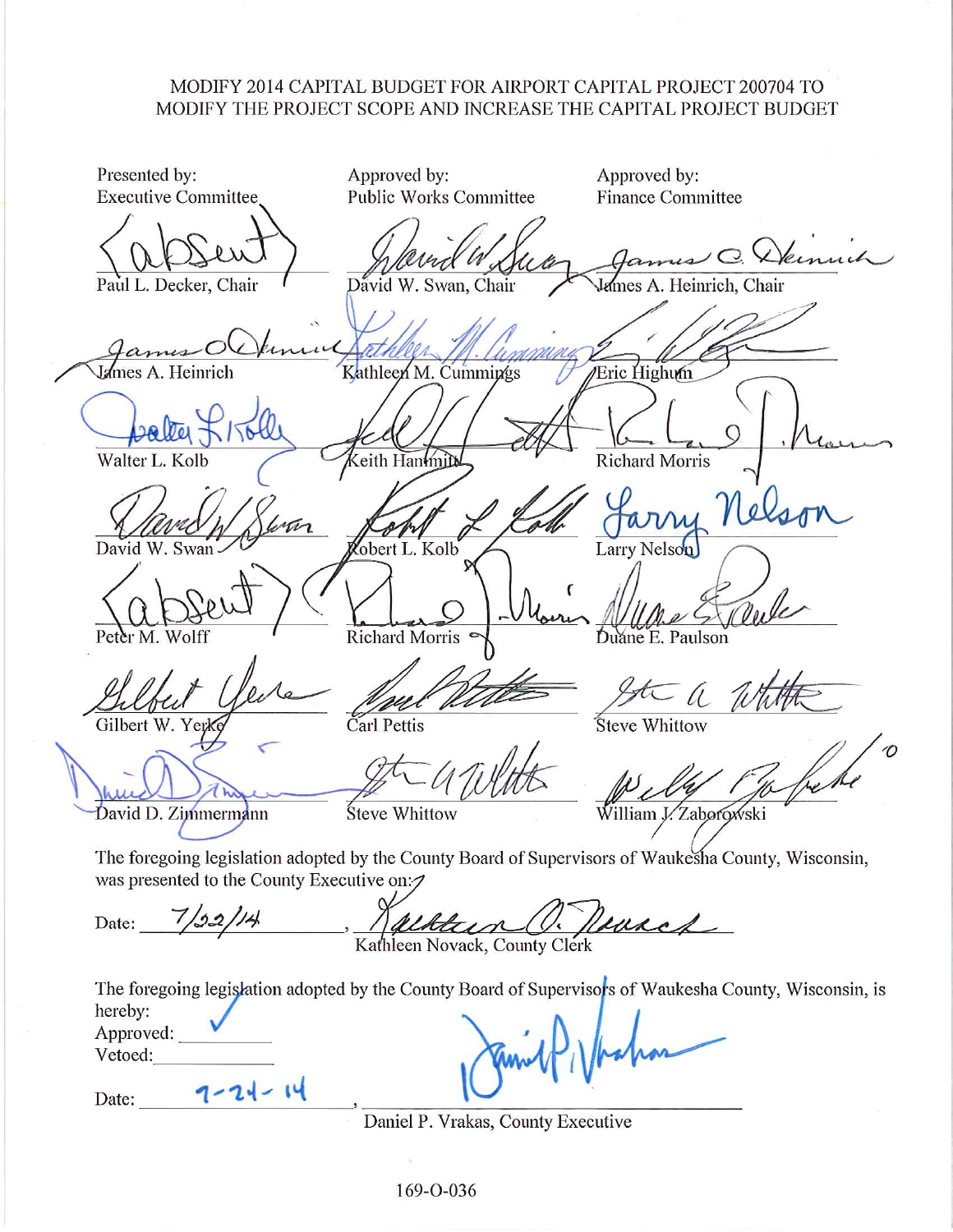# MODIFY 2014 CAPITAL BUDGET FOR AIRPORT CAPITAL PROJECT 200704 TO MODIFY THE PROJECT SCOPE AND INCREASE THE CAPITAL PROJECT BUDGET

| Presented by: Executive Committee | Approved by: Public Works Committee | Approved by: Finance Committee |
|---|---|---|
| (absent) Paul L. Decker, Chair | David W. Swan, Chair | James A. Heinrich, Chair |
| James A. Heinrich | Kathleen M. Cummings | Eric Highum |
| Walter L. Kolb | Keith Hammitt | Richard Morris |
| David W. Swan | Robert L. Kolb | Larry Nelson |
| (absent) Peter M. Wolff | Richard Morris | Duane E. Paulson |
| Gilbert W. Yerke | Carl Pettis | Steve Whittow |
| David D. Zimmermann | Steve Whittow | William J. Zaborowski |

The foregoing legislation adopted by the County Board of Supervisors of Waukesha County, Wisconsin, was presented to the County Executive on:

Date: 7/22/14, Kathleen Novack, County Clerk

The foregoing legislation adopted by the County Board of Supervisors of Waukesha County, Wisconsin, is hereby:

Approved: ✓

Vetoed: ________

Date: 7-24-14, Daniel P. Vrakas, County Executive

169-O-036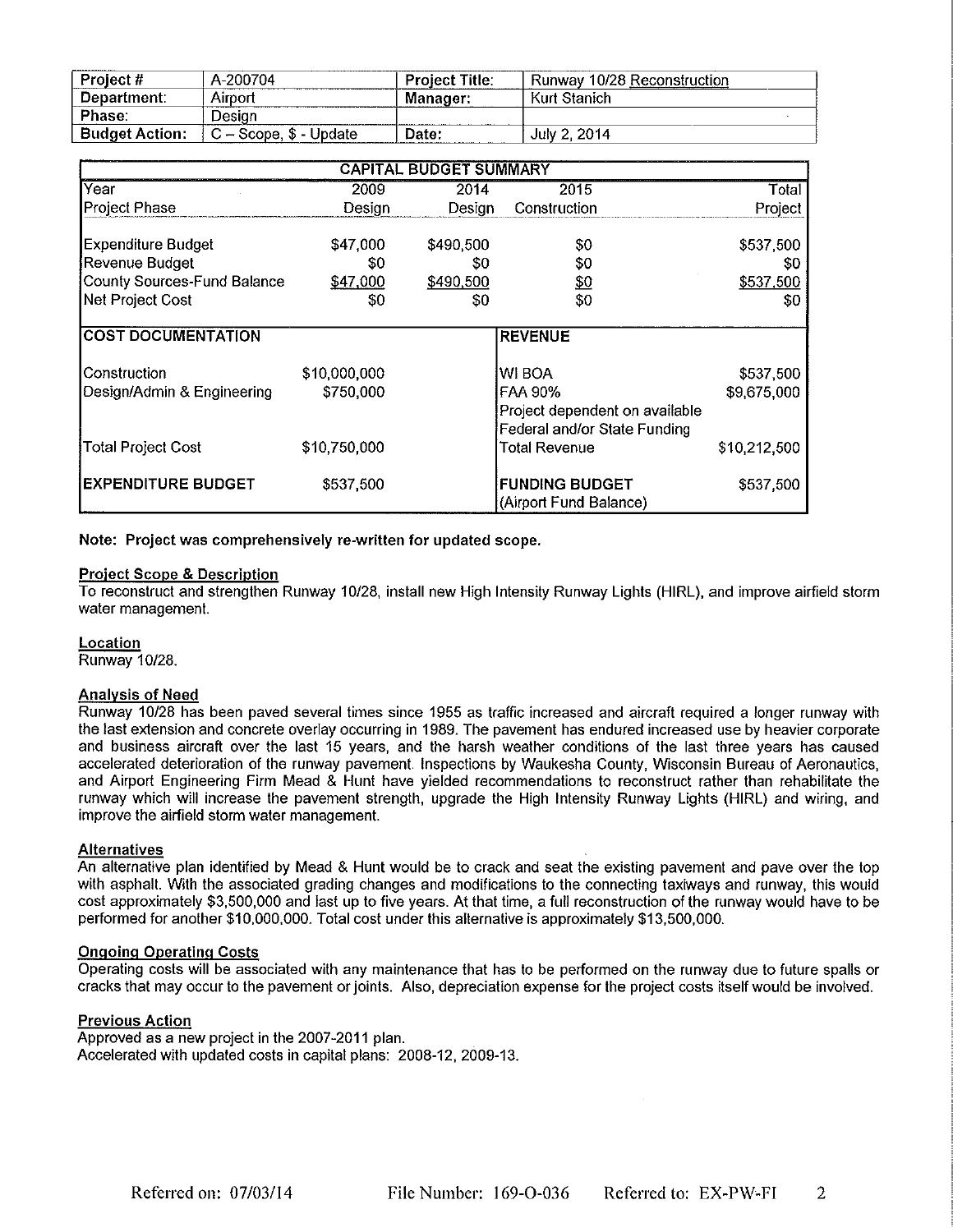| Project # | A-200704 | Project Title: | Runway 10/28 Reconstruction |
|---|---|---|---|
| Department: | Airport | Manager: | Kurt Stanich |
| Phase: | Design | | |
| Budget Action: | C – Scope, $ - Update | Date: | July 2, 2014 |

| CAPITAL BUDGET SUMMARY | | | | |
|---|---|---|---|---|
| Year | 2009 | 2014 | 2015 | Total |
| Project Phase | Design | Design | Construction | Project |
| Expenditure Budget | $47,000 | $490,500 | $0 | $537,500 |
| Revenue Budget | $0 | $0 | $0 | $0 |
| County Sources-Fund Balance | $47,000 | $490,500 | $0 | $537,500 |
| Net Project Cost | $0 | $0 | $0 | $0 |

| COST DOCUMENTATION | | REVENUE | |
|---|---|---|---|
| Construction | $10,000,000 | WI BOA | $537,500 |
| Design/Admin & Engineering | $750,000 | FAA 90% | $9,675,000 |
| | | Project dependent on available Federal and/or State Funding | |
| Total Project Cost | $10,750,000 | Total Revenue | $10,212,500 |
| EXPENDITURE BUDGET | $537,500 | FUNDING BUDGET (Airport Fund Balance) | $537,500 |

**Note: Project was comprehensively re-written for updated scope.**

**Project Scope & Description**

To reconstruct and strengthen Runway 10/28, install new High Intensity Runway Lights (HIRL), and improve airfield storm water management.

**Location**

Runway 10/28.

**Analysis of Need**

Runway 10/28 has been paved several times since 1955 as traffic increased and aircraft required a longer runway with the last extension and concrete overlay occurring in 1989. The pavement has endured increased use by heavier corporate and business aircraft over the last 15 years, and the harsh weather conditions of the last three years has caused accelerated deterioration of the runway pavement. Inspections by Waukesha County, Wisconsin Bureau of Aeronautics, and Airport Engineering Firm Mead & Hunt have yielded recommendations to reconstruct rather than rehabilitate the runway which will increase the pavement strength, upgrade the High Intensity Runway Lights (HIRL) and wiring, and improve the airfield storm water management.

**Alternatives**

An alternative plan identified by Mead & Hunt would be to crack and seat the existing pavement and pave over the top with asphalt. With the associated grading changes and modifications to the connecting taxiways and runway, this would cost approximately $3,500,000 and last up to five years. At that time, a full reconstruction of the runway would have to be performed for another $10,000,000. Total cost under this alternative is approximately $13,500,000.

**Ongoing Operating Costs**

Operating costs will be associated with any maintenance that has to be performed on the runway due to future spalls or cracks that may occur to the pavement or joints. Also, depreciation expense for the project costs itself would be involved.

**Previous Action**

Approved as a new project in the 2007-2011 plan.
Accelerated with updated costs in capital plans: 2008-12, 2009-13.

Referred on: 07/03/14 File Number: 169-O-036 Referred to: EX-PW-FI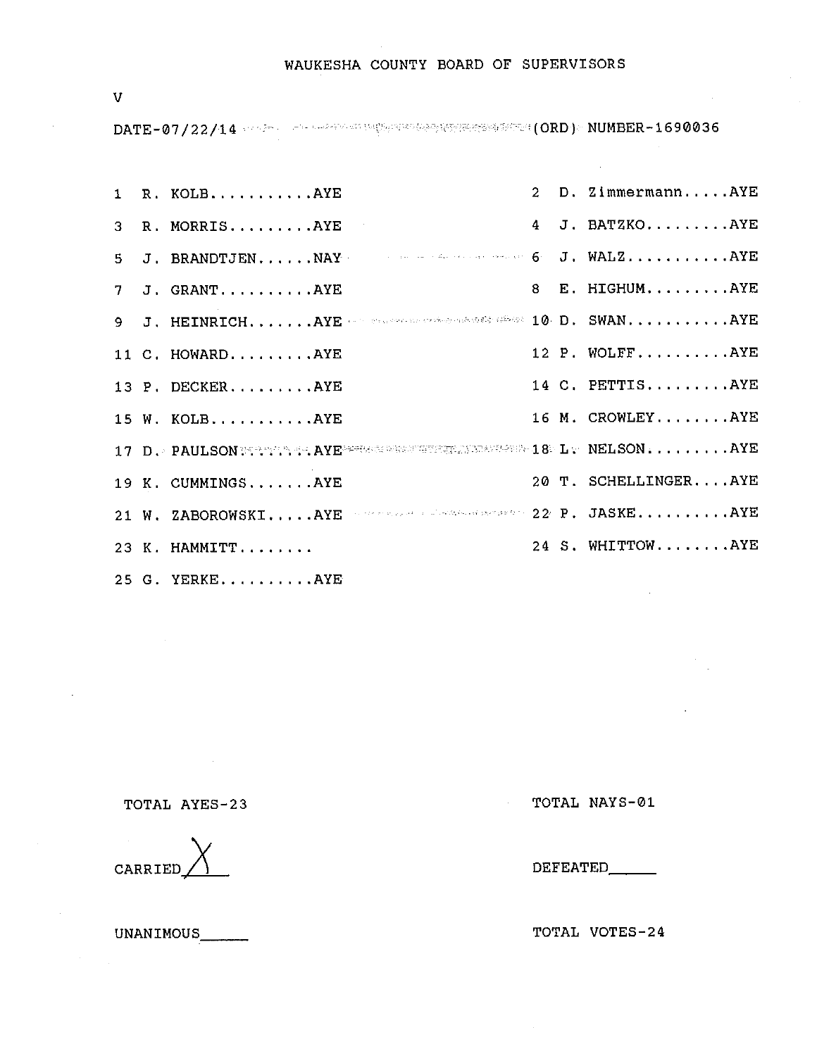# WAUKESHA COUNTY BOARD OF SUPERVISORS

V

DATE-07/22/14 (ORD) NUMBER-1690036

| | |
|---|---|
| 1 R. KOLB...........AYE | 2 D. Zimmermann.....AYE |
| 3 R. MORRIS.........AYE | 4 J. BATZKO.........AYE |
| 5 J. BRANDTJEN......NAY | 6 J. WALZ...........AYE |
| 7 J. GRANT..........AYE | 8 E. HIGHUM.........AYE |
| 9 J. HEINRICH.......AYE | 10 D. SWAN...........AYE |
| 11 C. HOWARD.........AYE | 12 P. WOLFF..........AYE |
| 13 P. DECKER.........AYE | 14 C. PETTIS.........AYE |
| 15 W. KOLB...........AYE | 16 M. CROWLEY........AYE |
| 17 D. PAULSON........AYE | 18 L. NELSON.........AYE |
| 19 K. CUMMINGS.......AYE | 20 T. SCHELLINGER....AYE |
| 21 W. ZABOROWSKI.....AYE | 22 P. JASKE..........AYE |
| 23 K. HAMMITT........ | 24 S. WHITTOW........AYE |
| 25 G. YERKE..........AYE | |

TOTAL AYES-23

TOTAL NAYS-01

CARRIED X

DEFEATED_____

UNANIMOUS_____

TOTAL VOTES-24